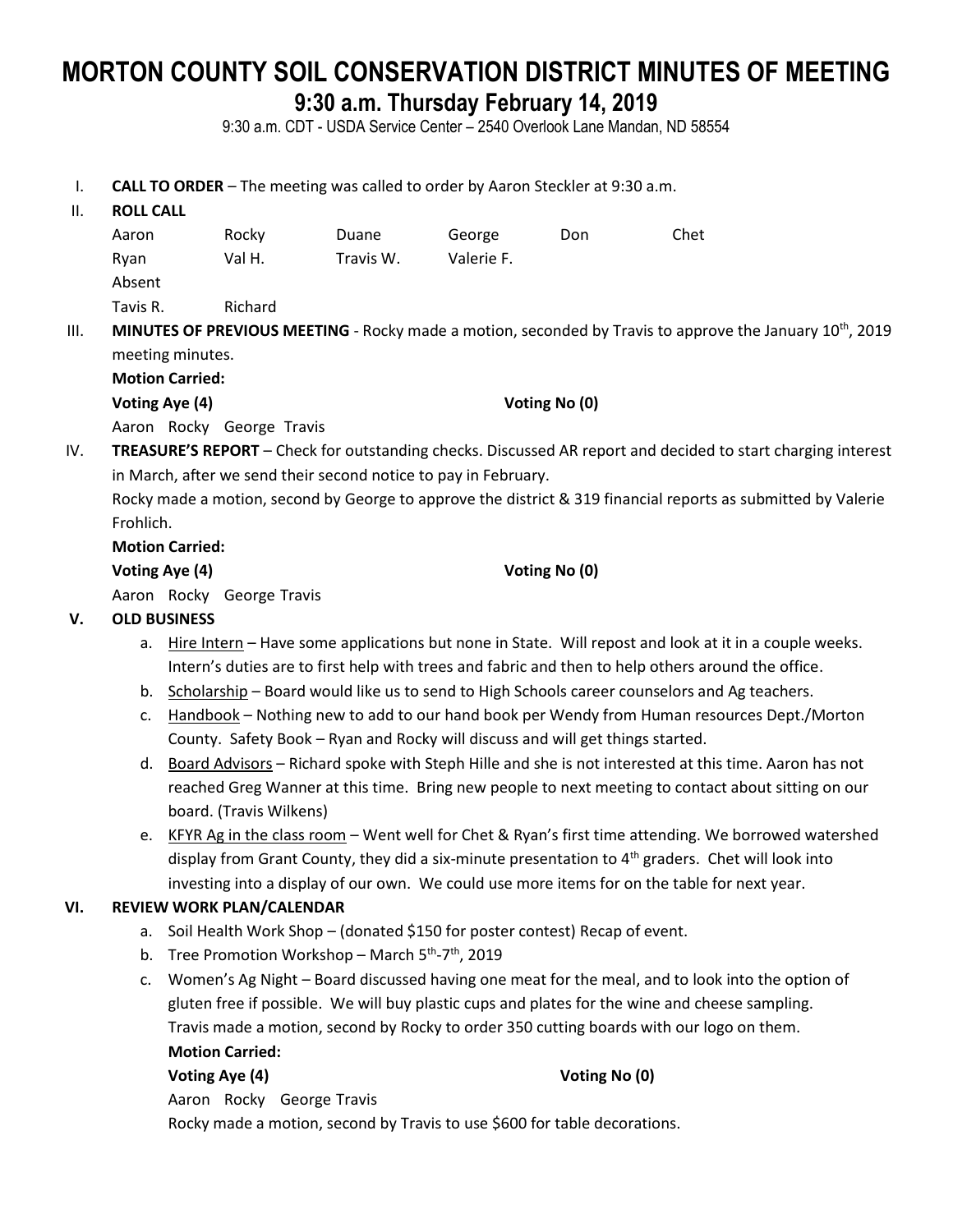# MORTON COUNTY SOIL CONSERVATION DISTRICT MINUTES OF MEETING

## 9:30 a.m. Thursday February 14, 2019

9:30 a.m. CDT - USDA Service Center – 2540 Overlook Lane Mandan, ND 58554

I. **CALL TO ORDER** – The meeting was called to order by Aaron Steckler at 9:30 a.m.

II. **ROLL CALL**

| | | | | | |
|---|---|---|---|---|---|
| Aaron | Rocky | Duane | George | Don | Chet |
| Ryan | Val H. | Travis W. | Valerie F. | | |
| Absent | | | | | |
| Tavis R. | Richard | | | | |

III. **MINUTES OF PREVIOUS MEETING** - Rocky made a motion, seconded by Travis to approve the January 10th, 2019 meeting minutes.

**Motion Carried:**

**Voting Aye (4)** **Voting No (0)**

Aaron Rocky George Travis

IV. **TREASURE'S REPORT** – Check for outstanding checks. Discussed AR report and decided to start charging interest in March, after we send their second notice to pay in February.

Rocky made a motion, second by George to approve the district & 319 financial reports as submitted by Valerie Frohlich.

**Motion Carried:**

**Voting Aye (4)** **Voting No (0)**

Aaron Rocky George Travis

**V. OLD BUSINESS**

a. Hire Intern – Have some applications but none in State. Will repost and look at it in a couple weeks. Intern's duties are to first help with trees and fabric and then to help others around the office.
b. Scholarship – Board would like us to send to High Schools career counselors and Ag teachers.
c. Handbook – Nothing new to add to our hand book per Wendy from Human resources Dept./Morton County. Safety Book – Ryan and Rocky will discuss and will get things started.
d. Board Advisors – Richard spoke with Steph Hille and she is not interested at this time. Aaron has not reached Greg Wanner at this time. Bring new people to next meeting to contact about sitting on our board. (Travis Wilkens)
e. KFYR Ag in the class room – Went well for Chet & Ryan's first time attending. We borrowed watershed display from Grant County, they did a six-minute presentation to 4th graders. Chet will look into investing into a display of our own. We could use more items for on the table for next year.

**VI. REVIEW WORK PLAN/CALENDAR**

a. Soil Health Work Shop – (donated $150 for poster contest) Recap of event.
b. Tree Promotion Workshop – March 5th-7th, 2019
c. Women's Ag Night – Board discussed having one meat for the meal, and to look into the option of gluten free if possible. We will buy plastic cups and plates for the wine and cheese sampling.
   Travis made a motion, second by Rocky to order 350 cutting boards with our logo on them.
   **Motion Carried:**
   **Voting Aye (4)** **Voting No (0)**
   Aaron Rocky George Travis
   Rocky made a motion, second by Travis to use $600 for table decorations.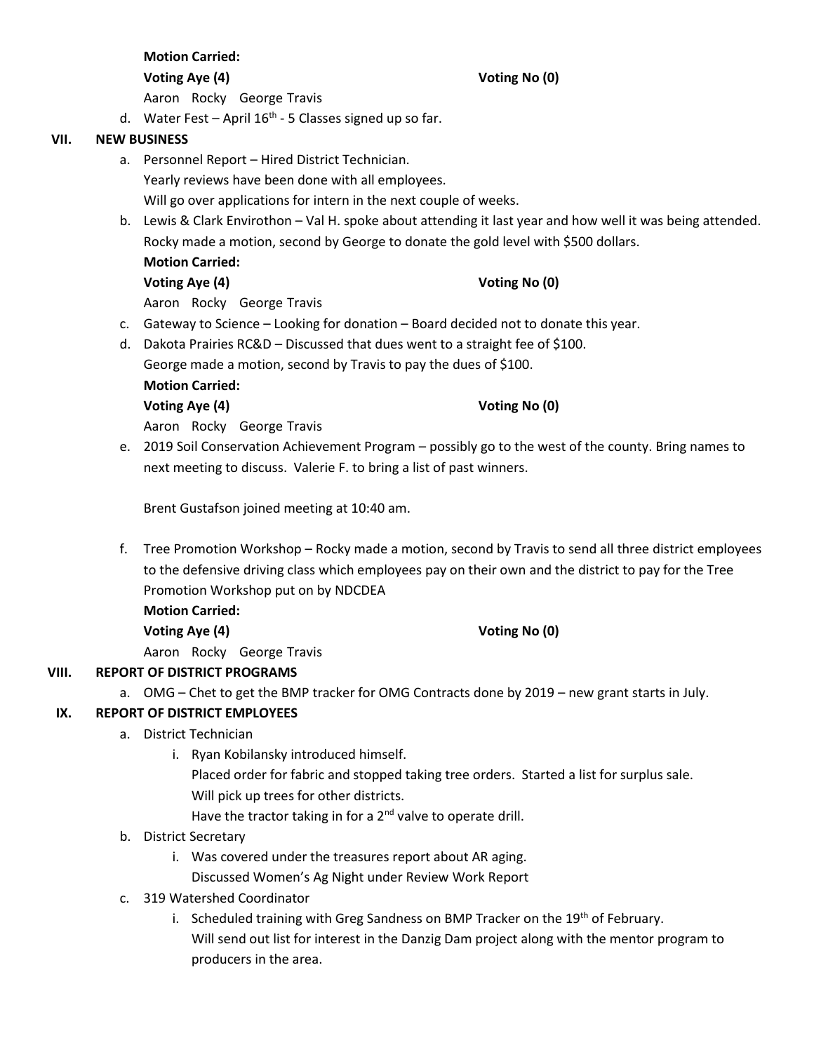**Motion Carried:**

**Voting Aye (4)** **Voting No (0)**

Aaron Rocky George Travis

d. Water Fest – April 16th - 5 Classes signed up so far.

## VII. NEW BUSINESS

a. Personnel Report – Hired District Technician.
   Yearly reviews have been done with all employees.
   Will go over applications for intern in the next couple of weeks.

b. Lewis & Clark Envirothon – Val H. spoke about attending it last year and how well it was being attended. Rocky made a motion, second by George to donate the gold level with $500 dollars.

   **Motion Carried:**

   **Voting Aye (4)** **Voting No (0)**

   Aaron Rocky George Travis

c. Gateway to Science – Looking for donation – Board decided not to donate this year.

d. Dakota Prairies RC&D – Discussed that dues went to a straight fee of $100.
   George made a motion, second by Travis to pay the dues of $100.

   **Motion Carried:**

   **Voting Aye (4)** **Voting No (0)**

   Aaron Rocky George Travis

e. 2019 Soil Conservation Achievement Program – possibly go to the west of the county. Bring names to next meeting to discuss. Valerie F. to bring a list of past winners.

   Brent Gustafson joined meeting at 10:40 am.

f. Tree Promotion Workshop – Rocky made a motion, second by Travis to send all three district employees to the defensive driving class which employees pay on their own and the district to pay for the Tree Promotion Workshop put on by NDCDEA

   **Motion Carried:**

   **Voting Aye (4)** **Voting No (0)**

   Aaron Rocky George Travis

## VIII. REPORT OF DISTRICT PROGRAMS

a. OMG – Chet to get the BMP tracker for OMG Contracts done by 2019 – new grant starts in July.

## IX. REPORT OF DISTRICT EMPLOYEES

a. District Technician
   i. Ryan Kobilansky introduced himself.
      Placed order for fabric and stopped taking tree orders. Started a list for surplus sale.
      Will pick up trees for other districts.
      Have the tractor taking in for a 2nd valve to operate drill.

b. District Secretary
   i. Was covered under the treasures report about AR aging.
      Discussed Women's Ag Night under Review Work Report

c. 319 Watershed Coordinator
   i. Scheduled training with Greg Sandness on BMP Tracker on the 19th of February.
      Will send out list for interest in the Danzig Dam project along with the mentor program to producers in the area.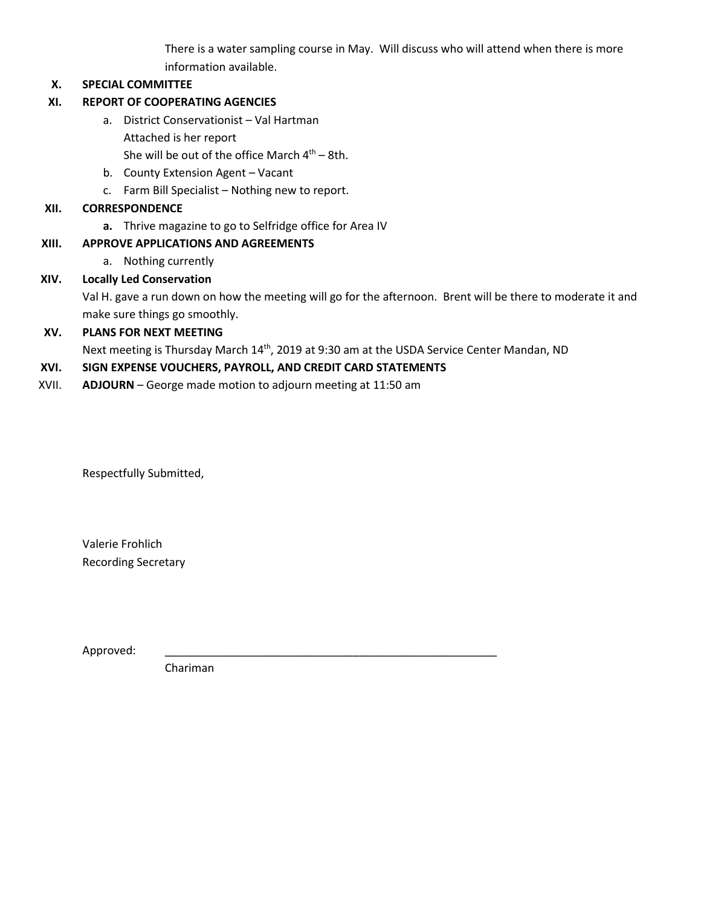There is a water sampling course in May. Will discuss who will attend when there is more information available.

**X. SPECIAL COMMITTEE**

**XI. REPORT OF COOPERATING AGENCIES**

a. District Conservationist – Val Hartman
   Attached is her report
   She will be out of the office March 4th – 8th.
b. County Extension Agent – Vacant
c. Farm Bill Specialist – Nothing new to report.

**XII. CORRESPONDENCE**

**a.** Thrive magazine to go to Selfridge office for Area IV

**XIII. APPROVE APPLICATIONS AND AGREEMENTS**

a. Nothing currently

**XIV. Locally Led Conservation**

Val H. gave a run down on how the meeting will go for the afternoon. Brent will be there to moderate it and make sure things go smoothly.

**XV. PLANS FOR NEXT MEETING**

Next meeting is Thursday March 14th, 2019 at 9:30 am at the USDA Service Center Mandan, ND

**XVI. SIGN EXPENSE VOUCHERS, PAYROLL, AND CREDIT CARD STATEMENTS**

XVII. **ADJOURN** – George made motion to adjourn meeting at 11:50 am

Respectfully Submitted,

Valerie Frohlich
Recording Secretary

Approved: \_\_\_\_\_\_\_\_\_\_\_\_\_\_\_\_\_\_\_\_\_\_\_\_\_\_\_\_\_\_\_\_\_\_\_\_\_\_\_\_\_\_\_\_\_\_\_\_\_\_\_\_
Chariman